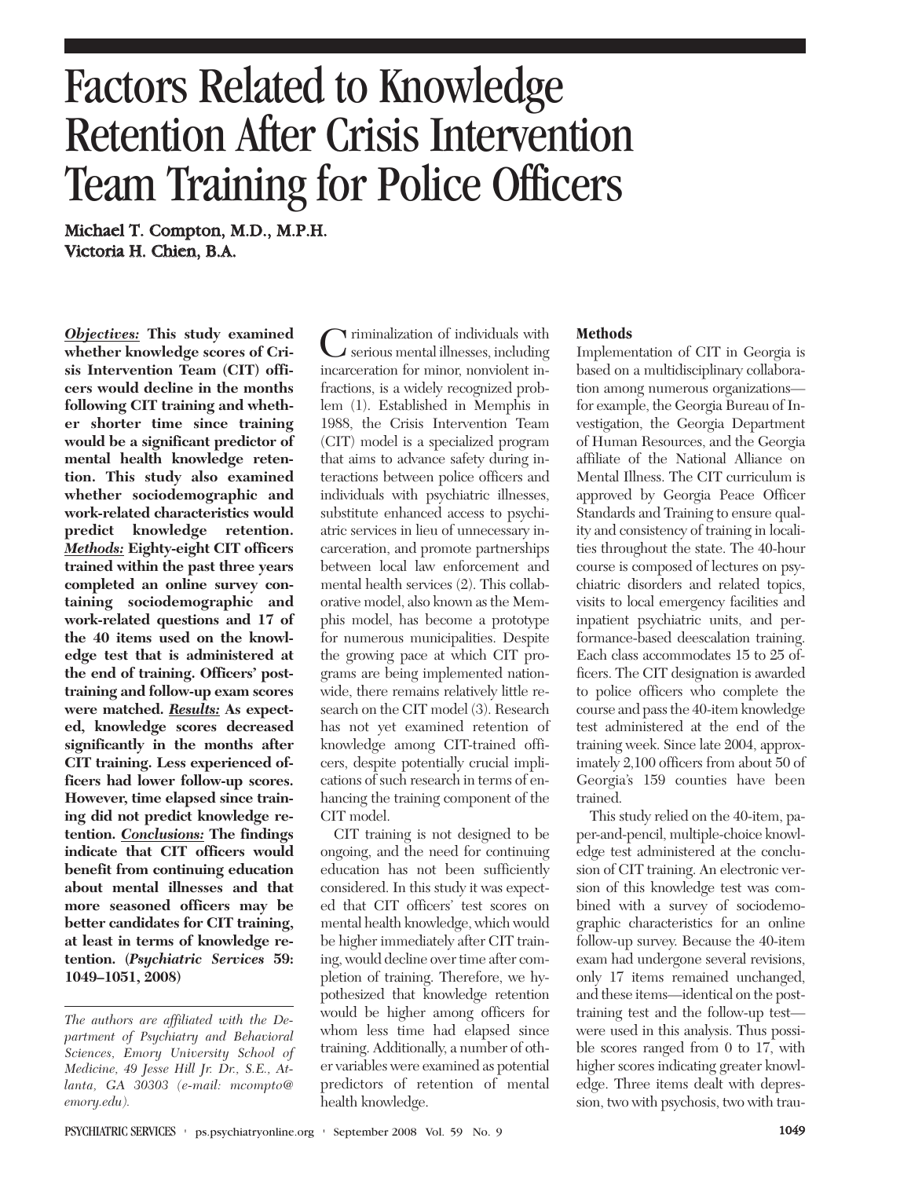# Factors Related to Knowledge Retention After Crisis Intervention Team Training for Police Officers

**Michael T. Compton, M.D., M.P.H.**
**Victoria H. Chien, B.A.**

***Objectives:*** **This study examined whether knowledge scores of Crisis Intervention Team (CIT) officers would decline in the months following CIT training and whether shorter time since training would be a significant predictor of mental health knowledge retention. This study also examined whether sociodemographic and work-related characteristics would predict knowledge retention.** ***Methods:*** **Eighty-eight CIT officers trained within the past three years completed an online survey containing sociodemographic and work-related questions and 17 of the 40 items used on the knowledge test that is administered at the end of training. Officers' posttraining and follow-up exam scores were matched.** ***Results:*** **As expected, knowledge scores decreased significantly in the months after CIT training. Less experienced officers had lower follow-up scores. However, time elapsed since training did not predict knowledge retention.** ***Conclusions:*** **The findings indicate that CIT officers would benefit from continuing education about mental illnesses and that more seasoned officers may be better candidates for CIT training, at least in terms of knowledge retention. (*Psychiatric Services* 59: 1049–1051, 2008)**

*The authors are affiliated with the Department of Psychiatry and Behavioral Sciences, Emory University School of Medicine, 49 Jesse Hill Jr. Dr., S.E., Atlanta, GA 30303 (e-mail: mcompto@emory.edu).*

Criminalization of individuals with serious mental illnesses, including incarceration for minor, nonviolent infractions, is a widely recognized problem (1). Established in Memphis in 1988, the Crisis Intervention Team (CIT) model is a specialized program that aims to advance safety during interactions between police officers and individuals with psychiatric illnesses, substitute enhanced access to psychiatric services in lieu of unnecessary incarceration, and promote partnerships between local law enforcement and mental health services (2). This collaborative model, also known as the Memphis model, has become a prototype for numerous municipalities. Despite the growing pace at which CIT programs are being implemented nationwide, there remains relatively little research on the CIT model (3). Research has not yet examined retention of knowledge among CIT-trained officers, despite potentially crucial implications of such research in terms of enhancing the training component of the CIT model.

CIT training is not designed to be ongoing, and the need for continuing education has not been sufficiently considered. In this study it was expected that CIT officers' test scores on mental health knowledge, which would be higher immediately after CIT training, would decline over time after completion of training. Therefore, we hypothesized that knowledge retention would be higher among officers for whom less time had elapsed since training. Additionally, a number of other variables were examined as potential predictors of retention of mental health knowledge.

## Methods

Implementation of CIT in Georgia is based on a multidisciplinary collaboration among numerous organizations—for example, the Georgia Bureau of Investigation, the Georgia Department of Human Resources, and the Georgia affiliate of the National Alliance on Mental Illness. The CIT curriculum is approved by Georgia Peace Officer Standards and Training to ensure quality and consistency of training in localities throughout the state. The 40-hour course is composed of lectures on psychiatric disorders and related topics, visits to local emergency facilities and inpatient psychiatric units, and performance-based deescalation training. Each class accommodates 15 to 25 officers. The CIT designation is awarded to police officers who complete the course and pass the 40-item knowledge test administered at the end of the training week. Since late 2004, approximately 2,100 officers from about 50 of Georgia's 159 counties have been trained.

This study relied on the 40-item, paper-and-pencil, multiple-choice knowledge test administered at the conclusion of CIT training. An electronic version of this knowledge test was combined with a survey of sociodemographic characteristics for an online follow-up survey. Because the 40-item exam had undergone several revisions, only 17 items remained unchanged, and these items—identical on the posttraining test and the follow-up test—were used in this analysis. Thus possible scores ranged from 0 to 17, with higher scores indicating greater knowledge. Three items dealt with depression, two with psychosis, two with trau-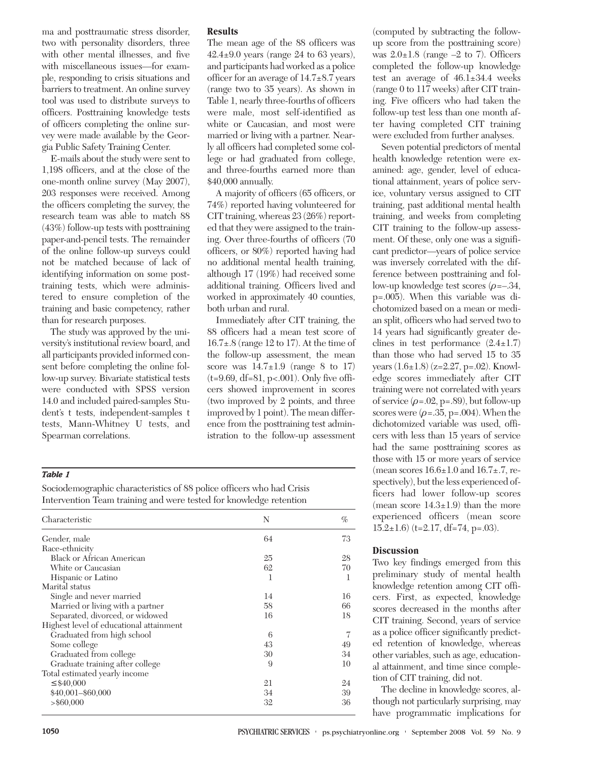ma and posttraumatic stress disorder, two with personality disorders, three with other mental illnesses, and five with miscellaneous issues—for example, responding to crisis situations and barriers to treatment. An online survey tool was used to distribute surveys to officers. Posttraining knowledge tests of officers completing the online survey were made available by the Georgia Public Safety Training Center.

E-mails about the study were sent to 1,198 officers, and at the close of the one-month online survey (May 2007), 203 responses were received. Among the officers completing the survey, the research team was able to match 88 (43%) follow-up tests with posttraining paper-and-pencil tests. The remainder of the online follow-up surveys could not be matched because of lack of identifying information on some posttraining tests, which were administered to ensure completion of the training and basic competency, rather than for research purposes.

The study was approved by the university's institutional review board, and all participants provided informed consent before completing the online follow-up survey. Bivariate statistical tests were conducted with SPSS version 14.0 and included paired-samples Student's t tests, independent-samples t tests, Mann-Whitney U tests, and Spearman correlations.

## Results

The mean age of the 88 officers was 42.4±9.0 years (range 24 to 63 years), and participants had worked as a police officer for an average of 14.7±8.7 years (range two to 35 years). As shown in Table 1, nearly three-fourths of officers were male, most self-identified as white or Caucasian, and most were married or living with a partner. Nearly all officers had completed some college or had graduated from college, and three-fourths earned more than $40,000 annually.

A majority of officers (65 officers, or 74%) reported having volunteered for CIT training, whereas 23 (26%) reported that they were assigned to the training. Over three-fourths of officers (70 officers, or 80%) reported having had no additional mental health training, although 17 (19%) had received some additional training. Officers lived and worked in approximately 40 counties, both urban and rural.

Immediately after CIT training, the 88 officers had a mean test score of 16.7±.8 (range 12 to 17). At the time of the follow-up assessment, the mean score was 14.7±1.9 (range 8 to 17) ($t$=9.69, df=81, $p$<.001). Only five officers showed improvement in scores (two improved by 2 points, and three improved by 1 point). The mean difference from the posttraining test administration to the follow-up assessment (computed by subtracting the follow-up score from the posttraining score) was 2.0±1.8 (range –2 to 7). Officers completed the follow-up knowledge test an average of 46.1±34.4 weeks (range 0 to 117 weeks) after CIT training. Five officers who had taken the follow-up test less than one month after having completed CIT training were excluded from further analyses.

Seven potential predictors of mental health knowledge retention were examined: age, gender, level of educational attainment, years of police service, voluntary versus assigned to CIT training, past additional mental health training, and weeks from completing CIT training to the follow-up assessment. Of these, only one was a significant predictor—years of police service was inversely correlated with the difference between posttraining and follow-up knowledge test scores ($\rho$=–.34, $p$=.005). When this variable was dichotomized based on a mean or median split, officers who had served two to 14 years had significantly greater declines in test performance (2.4±1.7) than those who had served 15 to 35 years (1.6±1.8) ($z$=2.27, $p$=.02). Knowledge scores immediately after CIT training were not correlated with years of service ($\rho$=.02, $p$=.89), but follow-up scores were ($\rho$=.35, $p$=.004). When the dichotomized variable was used, officers with less than 15 years of service had the same posttraining scores as those with 15 or more years of service (mean scores 16.6±1.0 and 16.7±.7, respectively), but the less experienced officers had lower follow-up scores (mean score 14.3±1.9) than the more experienced officers (mean score 15.2±1.6) ($t$=2.17, df=74, $p$=.03).

***Table 1***

Sociodemographic characteristics of 88 police officers who had Crisis Intervention Team training and were tested for knowledge retention

| Characteristic | N | % |
|---|---|---|
| Gender, male | 64 | 73 |
| Race-ethnicity | | |
| Black or African American | 25 | 28 |
| White or Caucasian | 62 | 70 |
| Hispanic or Latino | 1 | 1 |
| Marital status | | |
| Single and never married | 14 | 16 |
| Married or living with a partner | 58 | 66 |
| Separated, divorced, or widowed | 16 | 18 |
| Highest level of educational attainment | | |
| Graduated from high school | 6 | 7 |
| Some college | 43 | 49 |
| Graduated from college | 30 | 34 |
| Graduate training after college | 9 | 10 |
| Total estimated yearly income | | |
| ≤$40,000 | 21 | 24 |
| $40,001–$60,000 | 34 | 39 |
| >$60,000 | 32 | 36 |

## Discussion

Two key findings emerged from this preliminary study of mental health knowledge retention among CIT officers. First, as expected, knowledge scores decreased in the months after CIT training. Second, years of service as a police officer significantly predicted retention of knowledge, whereas other variables, such as age, educational attainment, and time since completion of CIT training, did not.

The decline in knowledge scores, although not particularly surprising, may have programmatic implications for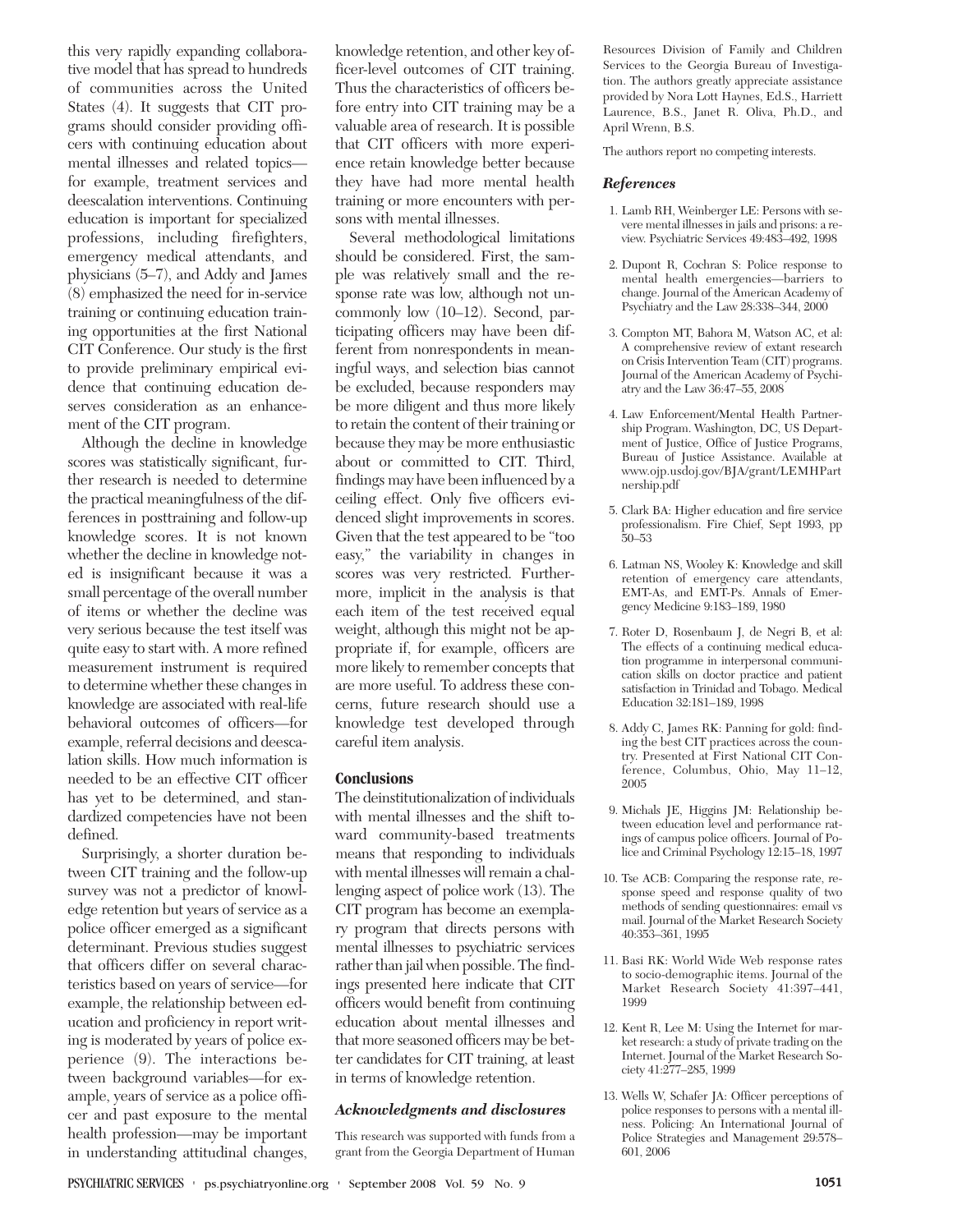this very rapidly expanding collaborative model that has spread to hundreds of communities across the United States (4). It suggests that CIT programs should consider providing officers with continuing education about mental illnesses and related topics—for example, treatment services and deescalation interventions. Continuing education is important for specialized professions, including firefighters, emergency medical attendants, and physicians (5–7), and Addy and James (8) emphasized the need for in-service training or continuing education training opportunities at the first National CIT Conference. Our study is the first to provide preliminary empirical evidence that continuing education deserves consideration as an enhancement of the CIT program.

Although the decline in knowledge scores was statistically significant, further research is needed to determine the practical meaningfulness of the differences in posttraining and follow-up knowledge scores. It is not known whether the decline in knowledge noted is insignificant because it was a small percentage of the overall number of items or whether the decline was very serious because the test itself was quite easy to start with. A more refined measurement instrument is required to determine whether these changes in knowledge are associated with real-life behavioral outcomes of officers—for example, referral decisions and deescalation skills. How much information is needed to be an effective CIT officer has yet to be determined, and standardized competencies have not been defined.

Surprisingly, a shorter duration between CIT training and the follow-up survey was not a predictor of knowledge retention but years of service as a police officer emerged as a significant determinant. Previous studies suggest that officers differ on several characteristics based on years of service—for example, the relationship between education and proficiency in report writing is moderated by years of police experience (9). The interactions between background variables—for example, years of service as a police officer and past exposure to the mental health profession—may be important in understanding attitudinal changes, knowledge retention, and other key officer-level outcomes of CIT training. Thus the characteristics of officers before entry into CIT training may be a valuable area of research. It is possible that CIT officers with more experience retain knowledge better because they have had more mental health training or more encounters with persons with mental illnesses.

Several methodological limitations should be considered. First, the sample was relatively small and the response rate was low, although not uncommonly low (10–12). Second, participating officers may have been different from nonrespondents in meaningful ways, and selection bias cannot be excluded, because responders may be more diligent and thus more likely to retain the content of their training or because they may be more enthusiastic about or committed to CIT. Third, findings may have been influenced by a ceiling effect. Only five officers evidenced slight improvements in scores. Given that the test appeared to be "too easy," the variability in changes in scores was very restricted. Furthermore, implicit in the analysis is that each item of the test received equal weight, although this might not be appropriate if, for example, officers are more likely to remember concepts that are more useful. To address these concerns, future research should use a knowledge test developed through careful item analysis.

## Conclusions

The deinstitutionalization of individuals with mental illnesses and the shift toward community-based treatments means that responding to individuals with mental illnesses will remain a challenging aspect of police work (13). The CIT program has become an exemplary program that directs persons with mental illnesses to psychiatric services rather than jail when possible. The findings presented here indicate that CIT officers would benefit from continuing education about mental illnesses and that more seasoned officers may be better candidates for CIT training, at least in terms of knowledge retention.

### *Acknowledgments and disclosures*

This research was supported with funds from a grant from the Georgia Department of Human Resources Division of Family and Children Services to the Georgia Bureau of Investigation. The authors greatly appreciate assistance provided by Nora Lott Haynes, Ed.S., Harriett Laurence, B.S., Janet R. Oliva, Ph.D., and April Wrenn, B.S.

The authors report no competing interests.

### *References*

1. Lamb RH, Weinberger LE: Persons with severe mental illnesses in jails and prisons: a review. Psychiatric Services 49:483–492, 1998
2. Dupont R, Cochran S: Police response to mental health emergencies—barriers to change. Journal of the American Academy of Psychiatry and the Law 28:338–344, 2000
3. Compton MT, Bahora M, Watson AC, et al: A comprehensive review of extant research on Crisis Intervention Team (CIT) programs. Journal of the American Academy of Psychiatry and the Law 36:47–55, 2008
4. Law Enforcement/Mental Health Partnership Program. Washington, DC, US Department of Justice, Office of Justice Programs, Bureau of Justice Assistance. Available at www.ojp.usdoj.gov/BJA/grant/LEMHPartnership.pdf
5. Clark BA: Higher education and fire service professionalism. Fire Chief, Sept 1993, pp 50–53
6. Latman NS, Wooley K: Knowledge and skill retention of emergency care attendants, EMT-As, and EMT-Ps. Annals of Emergency Medicine 9:183–189, 1980
7. Roter D, Rosenbaum J, de Negri B, et al: The effects of a continuing medical education programme in interpersonal communication skills on doctor practice and patient satisfaction in Trinidad and Tobago. Medical Education 32:181–189, 1998
8. Addy C, James RK: Panning for gold: finding the best CIT practices across the country. Presented at First National CIT Conference, Columbus, Ohio, May 11–12, 2005
9. Michals JE, Higgins JM: Relationship between education level and performance ratings of campus police officers. Journal of Police and Criminal Psychology 12:15–18, 1997
10. Tse ACB: Comparing the response rate, response speed and response quality of two methods of sending questionnaires: email vs mail. Journal of the Market Research Society 40:353–361, 1995
11. Basi RK: World Wide Web response rates to socio-demographic items. Journal of the Market Research Society 41:397–441, 1999
12. Kent R, Lee M: Using the Internet for market research: a study of private trading on the Internet. Journal of the Market Research Society 41:277–285, 1999
13. Wells W, Schafer JA: Officer perceptions of police responses to persons with a mental illness. Policing: An International Journal of Police Strategies and Management 29:578–601, 2006